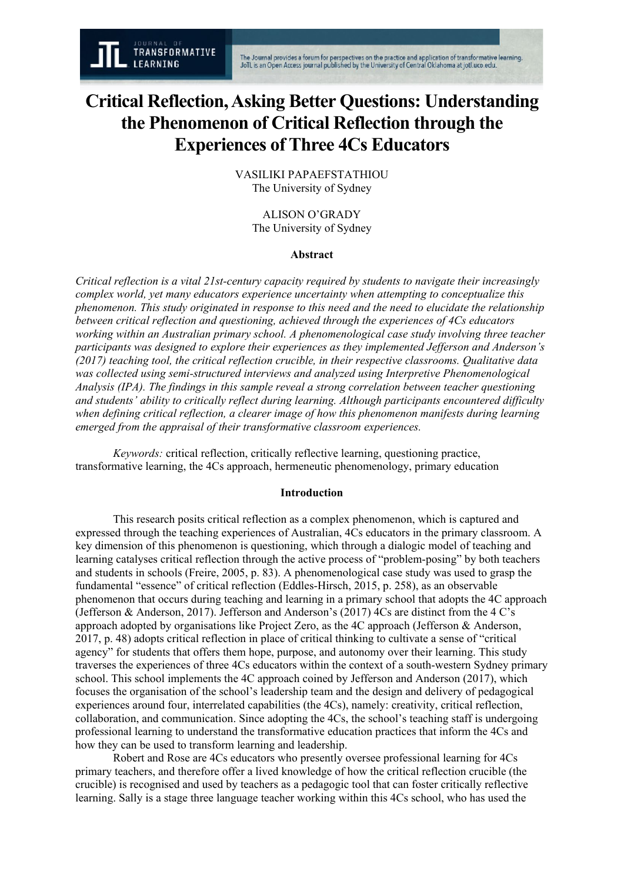# Critical Reflection, Asking Better Questions: Understanding the Phenomenon of Critical Reflection through the Experiences of Three 4Cs Educators

VASILIKI PAPAEFSTATHIOU
The University of Sydney

ALISON O'GRADY
The University of Sydney

## Abstract

*Critical reflection is a vital 21st-century capacity required by students to navigate their increasingly complex world, yet many educators experience uncertainty when attempting to conceptualize this phenomenon. This study originated in response to this need and the need to elucidate the relationship between critical reflection and questioning, achieved through the experiences of 4Cs educators working within an Australian primary school. A phenomenological case study involving three teacher participants was designed to explore their experiences as they implemented Jefferson and Anderson's (2017) teaching tool, the critical reflection crucible, in their respective classrooms. Qualitative data was collected using semi-structured interviews and analyzed using Interpretive Phenomenological Analysis (IPA). The findings in this sample reveal a strong correlation between teacher questioning and students' ability to critically reflect during learning. Although participants encountered difficulty when defining critical reflection, a clearer image of how this phenomenon manifests during learning emerged from the appraisal of their transformative classroom experiences.*

*Keywords:* critical reflection, critically reflective learning, questioning practice, transformative learning, the 4Cs approach, hermeneutic phenomenology, primary education

## Introduction

This research posits critical reflection as a complex phenomenon, which is captured and expressed through the teaching experiences of Australian, 4Cs educators in the primary classroom. A key dimension of this phenomenon is questioning, which through a dialogic model of teaching and learning catalyses critical reflection through the active process of "problem-posing" by both teachers and students in schools (Freire, 2005, p. 83). A phenomenological case study was used to grasp the fundamental "essence" of critical reflection (Eddles-Hirsch, 2015, p. 258), as an observable phenomenon that occurs during teaching and learning in a primary school that adopts the 4C approach (Jefferson & Anderson, 2017). Jefferson and Anderson's (2017) 4Cs are distinct from the 4 C's approach adopted by organisations like Project Zero, as the 4C approach (Jefferson & Anderson, 2017, p. 48) adopts critical reflection in place of critical thinking to cultivate a sense of "critical agency" for students that offers them hope, purpose, and autonomy over their learning. This study traverses the experiences of three 4Cs educators within the context of a south-western Sydney primary school. This school implements the 4C approach coined by Jefferson and Anderson (2017), which focuses the organisation of the school's leadership team and the design and delivery of pedagogical experiences around four, interrelated capabilities (the 4Cs), namely: creativity, critical reflection, collaboration, and communication. Since adopting the 4Cs, the school's teaching staff is undergoing professional learning to understand the transformative education practices that inform the 4Cs and how they can be used to transform learning and leadership.

Robert and Rose are 4Cs educators who presently oversee professional learning for 4Cs primary teachers, and therefore offer a lived knowledge of how the critical reflection crucible (the crucible) is recognised and used by teachers as a pedagogic tool that can foster critically reflective learning. Sally is a stage three language teacher working within this 4Cs school, who has used the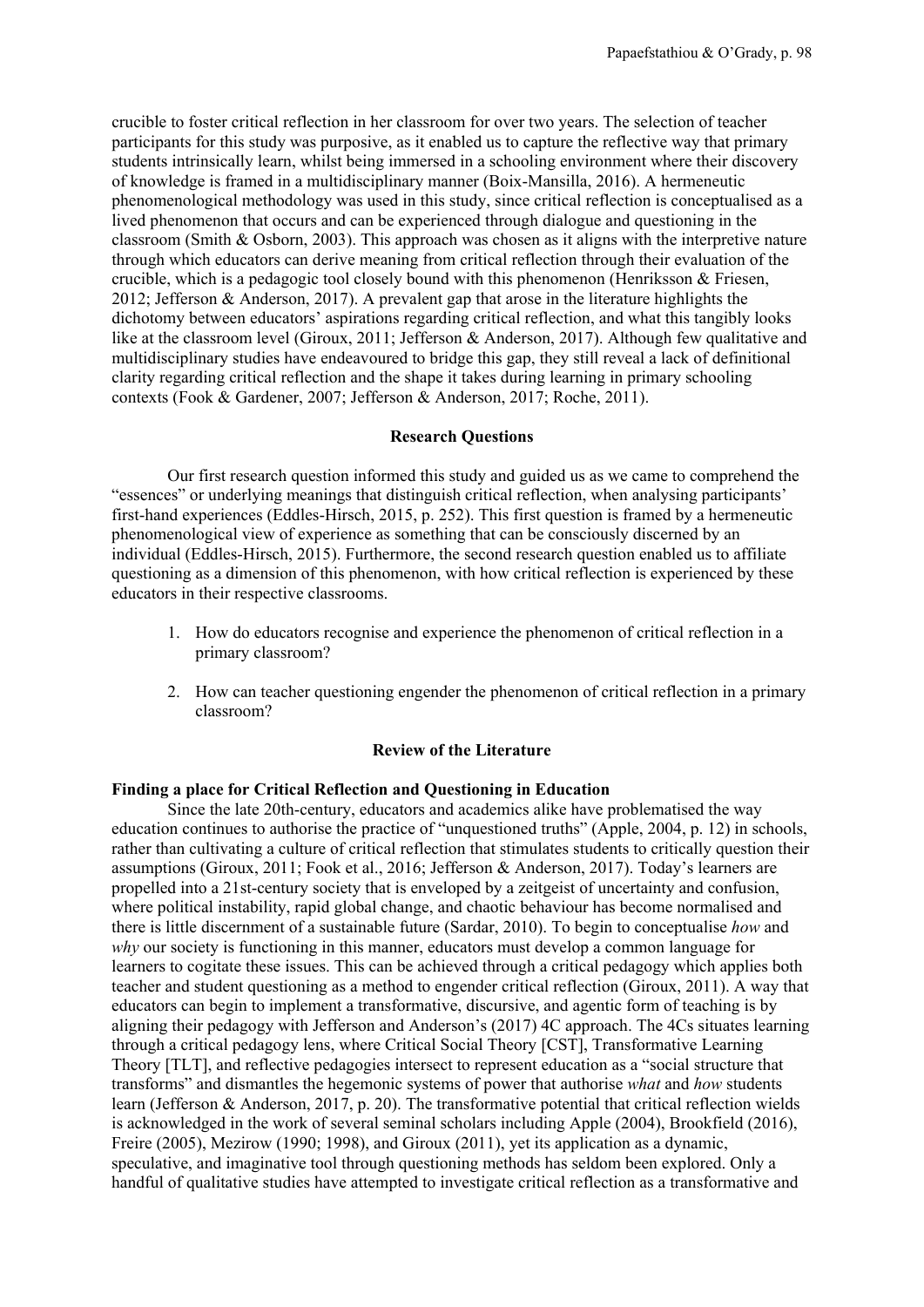crucible to foster critical reflection in her classroom for over two years. The selection of teacher participants for this study was purposive, as it enabled us to capture the reflective way that primary students intrinsically learn, whilst being immersed in a schooling environment where their discovery of knowledge is framed in a multidisciplinary manner (Boix-Mansilla, 2016). A hermeneutic phenomenological methodology was used in this study, since critical reflection is conceptualised as a lived phenomenon that occurs and can be experienced through dialogue and questioning in the classroom (Smith & Osborn, 2003). This approach was chosen as it aligns with the interpretive nature through which educators can derive meaning from critical reflection through their evaluation of the crucible, which is a pedagogic tool closely bound with this phenomenon (Henriksson & Friesen, 2012; Jefferson & Anderson, 2017). A prevalent gap that arose in the literature highlights the dichotomy between educators' aspirations regarding critical reflection, and what this tangibly looks like at the classroom level (Giroux, 2011; Jefferson & Anderson, 2017). Although few qualitative and multidisciplinary studies have endeavoured to bridge this gap, they still reveal a lack of definitional clarity regarding critical reflection and the shape it takes during learning in primary schooling contexts (Fook & Gardener, 2007; Jefferson & Anderson, 2017; Roche, 2011).

## Research Questions

Our first research question informed this study and guided us as we came to comprehend the "essences" or underlying meanings that distinguish critical reflection, when analysing participants' first-hand experiences (Eddles-Hirsch, 2015, p. 252). This first question is framed by a hermeneutic phenomenological view of experience as something that can be consciously discerned by an individual (Eddles-Hirsch, 2015). Furthermore, the second research question enabled us to affiliate questioning as a dimension of this phenomenon, with how critical reflection is experienced by these educators in their respective classrooms.

1. How do educators recognise and experience the phenomenon of critical reflection in a primary classroom?

2. How can teacher questioning engender the phenomenon of critical reflection in a primary classroom?

## Review of the Literature

### Finding a place for Critical Reflection and Questioning in Education

Since the late 20th-century, educators and academics alike have problematised the way education continues to authorise the practice of "unquestioned truths" (Apple, 2004, p. 12) in schools, rather than cultivating a culture of critical reflection that stimulates students to critically question their assumptions (Giroux, 2011; Fook et al., 2016; Jefferson & Anderson, 2017). Today's learners are propelled into a 21st-century society that is enveloped by a zeitgeist of uncertainty and confusion, where political instability, rapid global change, and chaotic behaviour has become normalised and there is little discernment of a sustainable future (Sardar, 2010). To begin to conceptualise *how* and *why* our society is functioning in this manner, educators must develop a common language for learners to cogitate these issues. This can be achieved through a critical pedagogy which applies both teacher and student questioning as a method to engender critical reflection (Giroux, 2011). A way that educators can begin to implement a transformative, discursive, and agentic form of teaching is by aligning their pedagogy with Jefferson and Anderson's (2017) 4C approach. The 4Cs situates learning through a critical pedagogy lens, where Critical Social Theory [CST], Transformative Learning Theory [TLT], and reflective pedagogies intersect to represent education as a "social structure that transforms" and dismantles the hegemonic systems of power that authorise *what* and *how* students learn (Jefferson & Anderson, 2017, p. 20). The transformative potential that critical reflection wields is acknowledged in the work of several seminal scholars including Apple (2004), Brookfield (2016), Freire (2005), Mezirow (1990; 1998), and Giroux (2011), yet its application as a dynamic, speculative, and imaginative tool through questioning methods has seldom been explored. Only a handful of qualitative studies have attempted to investigate critical reflection as a transformative and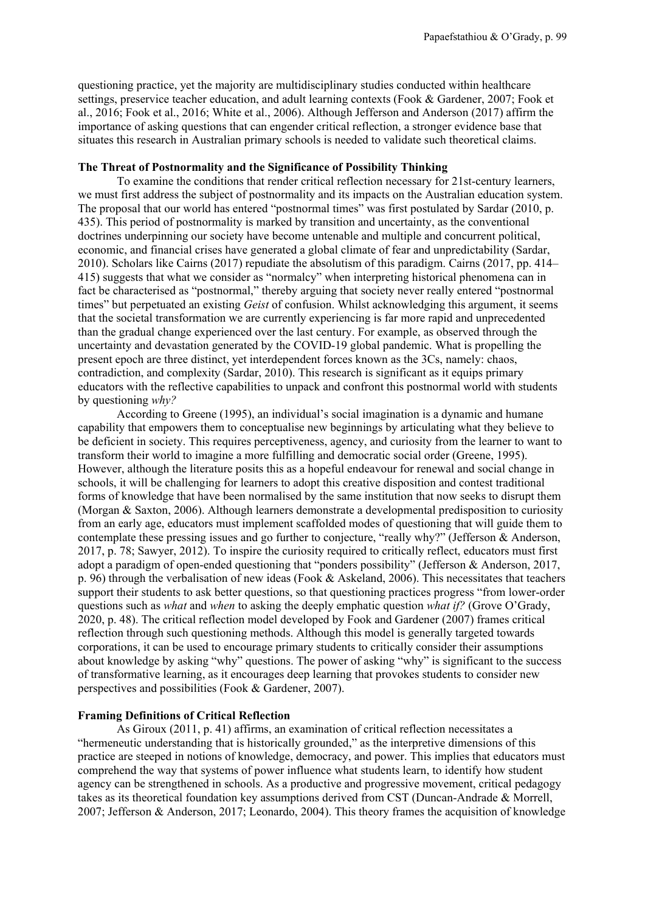questioning practice, yet the majority are multidisciplinary studies conducted within healthcare settings, preservice teacher education, and adult learning contexts (Fook & Gardener, 2007; Fook et al., 2016; Fook et al., 2016; White et al., 2006). Although Jefferson and Anderson (2017) affirm the importance of asking questions that can engender critical reflection, a stronger evidence base that situates this research in Australian primary schools is needed to validate such theoretical claims.

**The Threat of Postnormality and the Significance of Possibility Thinking**

To examine the conditions that render critical reflection necessary for 21st-century learners, we must first address the subject of postnormality and its impacts on the Australian education system. The proposal that our world has entered "postnormal times" was first postulated by Sardar (2010, p. 435). This period of postnormality is marked by transition and uncertainty, as the conventional doctrines underpinning our society have become untenable and multiple and concurrent political, economic, and financial crises have generated a global climate of fear and unpredictability (Sardar, 2010). Scholars like Cairns (2017) repudiate the absolutism of this paradigm. Cairns (2017, pp. 414–415) suggests that what we consider as "normalcy" when interpreting historical phenomena can in fact be characterised as "postnormal," thereby arguing that society never really entered "postnormal times" but perpetuated an existing *Geist* of confusion. Whilst acknowledging this argument, it seems that the societal transformation we are currently experiencing is far more rapid and unprecedented than the gradual change experienced over the last century. For example, as observed through the uncertainty and devastation generated by the COVID-19 global pandemic. What is propelling the present epoch are three distinct, yet interdependent forces known as the 3Cs, namely: chaos, contradiction, and complexity (Sardar, 2010). This research is significant as it equips primary educators with the reflective capabilities to unpack and confront this postnormal world with students by questioning *why?*

According to Greene (1995), an individual's social imagination is a dynamic and humane capability that empowers them to conceptualise new beginnings by articulating what they believe to be deficient in society. This requires perceptiveness, agency, and curiosity from the learner to want to transform their world to imagine a more fulfilling and democratic social order (Greene, 1995). However, although the literature posits this as a hopeful endeavour for renewal and social change in schools, it will be challenging for learners to adopt this creative disposition and contest traditional forms of knowledge that have been normalised by the same institution that now seeks to disrupt them (Morgan & Saxton, 2006). Although learners demonstrate a developmental predisposition to curiosity from an early age, educators must implement scaffolded modes of questioning that will guide them to contemplate these pressing issues and go further to conjecture, "really why?" (Jefferson & Anderson, 2017, p. 78; Sawyer, 2012). To inspire the curiosity required to critically reflect, educators must first adopt a paradigm of open-ended questioning that "ponders possibility" (Jefferson & Anderson, 2017, p. 96) through the verbalisation of new ideas (Fook & Askeland, 2006). This necessitates that teachers support their students to ask better questions, so that questioning practices progress "from lower-order questions such as *what* and *when* to asking the deeply emphatic question *what if?* (Grove O'Grady, 2020, p. 48). The critical reflection model developed by Fook and Gardener (2007) frames critical reflection through such questioning methods. Although this model is generally targeted towards corporations, it can be used to encourage primary students to critically consider their assumptions about knowledge by asking "why" questions. The power of asking "why" is significant to the success of transformative learning, as it encourages deep learning that provokes students to consider new perspectives and possibilities (Fook & Gardener, 2007).

**Framing Definitions of Critical Reflection**

As Giroux (2011, p. 41) affirms, an examination of critical reflection necessitates a "hermeneutic understanding that is historically grounded," as the interpretive dimensions of this practice are steeped in notions of knowledge, democracy, and power. This implies that educators must comprehend the way that systems of power influence what students learn, to identify how student agency can be strengthened in schools. As a productive and progressive movement, critical pedagogy takes as its theoretical foundation key assumptions derived from CST (Duncan-Andrade & Morrell, 2007; Jefferson & Anderson, 2017; Leonardo, 2004). This theory frames the acquisition of knowledge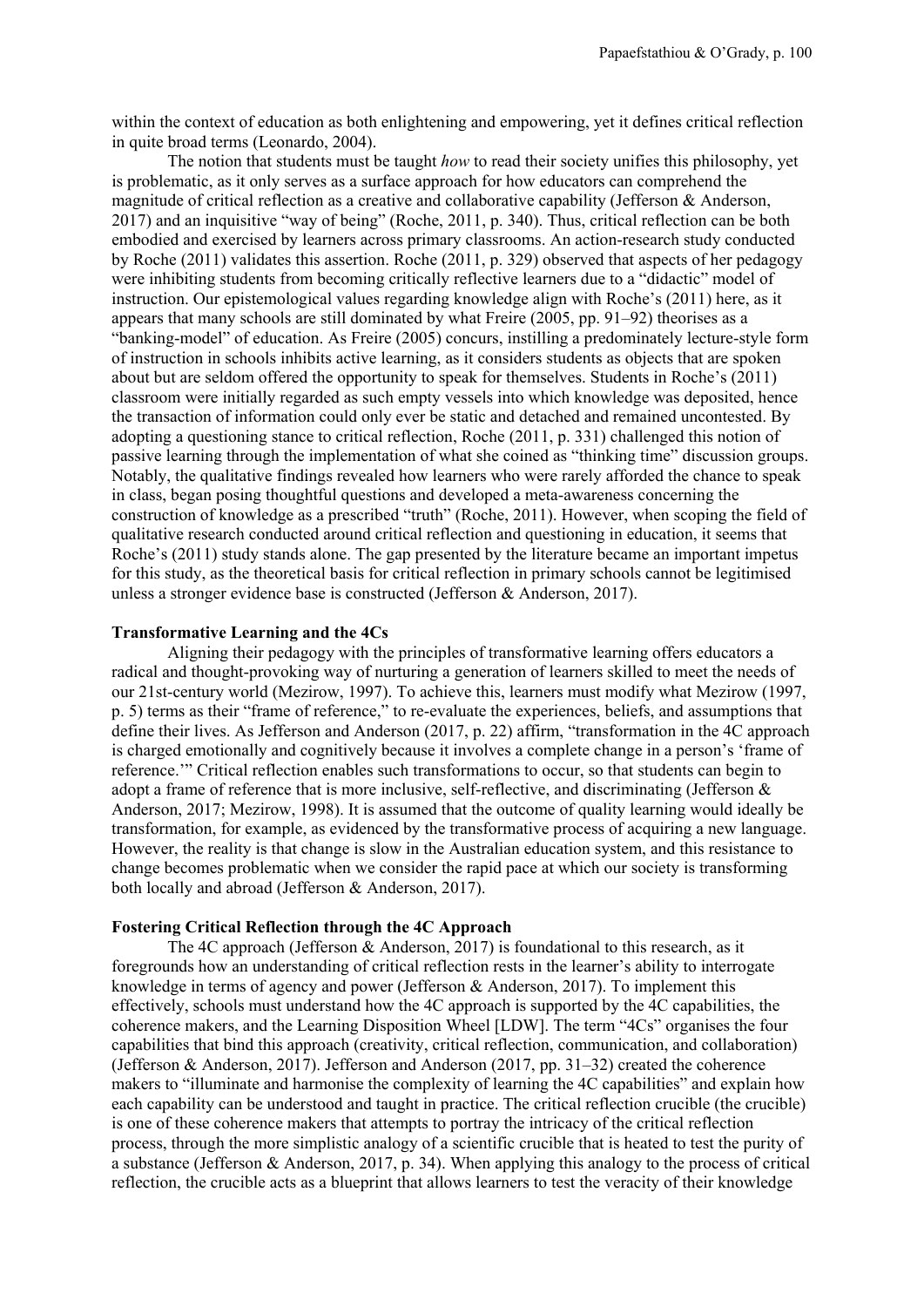within the context of education as both enlightening and empowering, yet it defines critical reflection in quite broad terms (Leonardo, 2004).

The notion that students must be taught *how* to read their society unifies this philosophy, yet is problematic, as it only serves as a surface approach for how educators can comprehend the magnitude of critical reflection as a creative and collaborative capability (Jefferson & Anderson, 2017) and an inquisitive "way of being" (Roche, 2011, p. 340). Thus, critical reflection can be both embodied and exercised by learners across primary classrooms. An action-research study conducted by Roche (2011) validates this assertion. Roche (2011, p. 329) observed that aspects of her pedagogy were inhibiting students from becoming critically reflective learners due to a "didactic" model of instruction. Our epistemological values regarding knowledge align with Roche's (2011) here, as it appears that many schools are still dominated by what Freire (2005, pp. 91–92) theorises as a "banking-model" of education. As Freire (2005) concurs, instilling a predominately lecture-style form of instruction in schools inhibits active learning, as it considers students as objects that are spoken about but are seldom offered the opportunity to speak for themselves. Students in Roche's (2011) classroom were initially regarded as such empty vessels into which knowledge was deposited, hence the transaction of information could only ever be static and detached and remained uncontested. By adopting a questioning stance to critical reflection, Roche (2011, p. 331) challenged this notion of passive learning through the implementation of what she coined as "thinking time" discussion groups. Notably, the qualitative findings revealed how learners who were rarely afforded the chance to speak in class, began posing thoughtful questions and developed a meta-awareness concerning the construction of knowledge as a prescribed "truth" (Roche, 2011). However, when scoping the field of qualitative research conducted around critical reflection and questioning in education, it seems that Roche's (2011) study stands alone. The gap presented by the literature became an important impetus for this study, as the theoretical basis for critical reflection in primary schools cannot be legitimised unless a stronger evidence base is constructed (Jefferson & Anderson, 2017).

**Transformative Learning and the 4Cs**

Aligning their pedagogy with the principles of transformative learning offers educators a radical and thought-provoking way of nurturing a generation of learners skilled to meet the needs of our 21st-century world (Mezirow, 1997). To achieve this, learners must modify what Mezirow (1997, p. 5) terms as their "frame of reference," to re-evaluate the experiences, beliefs, and assumptions that define their lives. As Jefferson and Anderson (2017, p. 22) affirm, "transformation in the 4C approach is charged emotionally and cognitively because it involves a complete change in a person's 'frame of reference.'" Critical reflection enables such transformations to occur, so that students can begin to adopt a frame of reference that is more inclusive, self-reflective, and discriminating (Jefferson & Anderson, 2017; Mezirow, 1998). It is assumed that the outcome of quality learning would ideally be transformation, for example, as evidenced by the transformative process of acquiring a new language. However, the reality is that change is slow in the Australian education system, and this resistance to change becomes problematic when we consider the rapid pace at which our society is transforming both locally and abroad (Jefferson & Anderson, 2017).

**Fostering Critical Reflection through the 4C Approach**

The 4C approach (Jefferson & Anderson, 2017) is foundational to this research, as it foregrounds how an understanding of critical reflection rests in the learner's ability to interrogate knowledge in terms of agency and power (Jefferson & Anderson, 2017). To implement this effectively, schools must understand how the 4C approach is supported by the 4C capabilities, the coherence makers, and the Learning Disposition Wheel [LDW]. The term "4Cs" organises the four capabilities that bind this approach (creativity, critical reflection, communication, and collaboration) (Jefferson & Anderson, 2017). Jefferson and Anderson (2017, pp. 31–32) created the coherence makers to "illuminate and harmonise the complexity of learning the 4C capabilities" and explain how each capability can be understood and taught in practice. The critical reflection crucible (the crucible) is one of these coherence makers that attempts to portray the intricacy of the critical reflection process, through the more simplistic analogy of a scientific crucible that is heated to test the purity of a substance (Jefferson & Anderson, 2017, p. 34). When applying this analogy to the process of critical reflection, the crucible acts as a blueprint that allows learners to test the veracity of their knowledge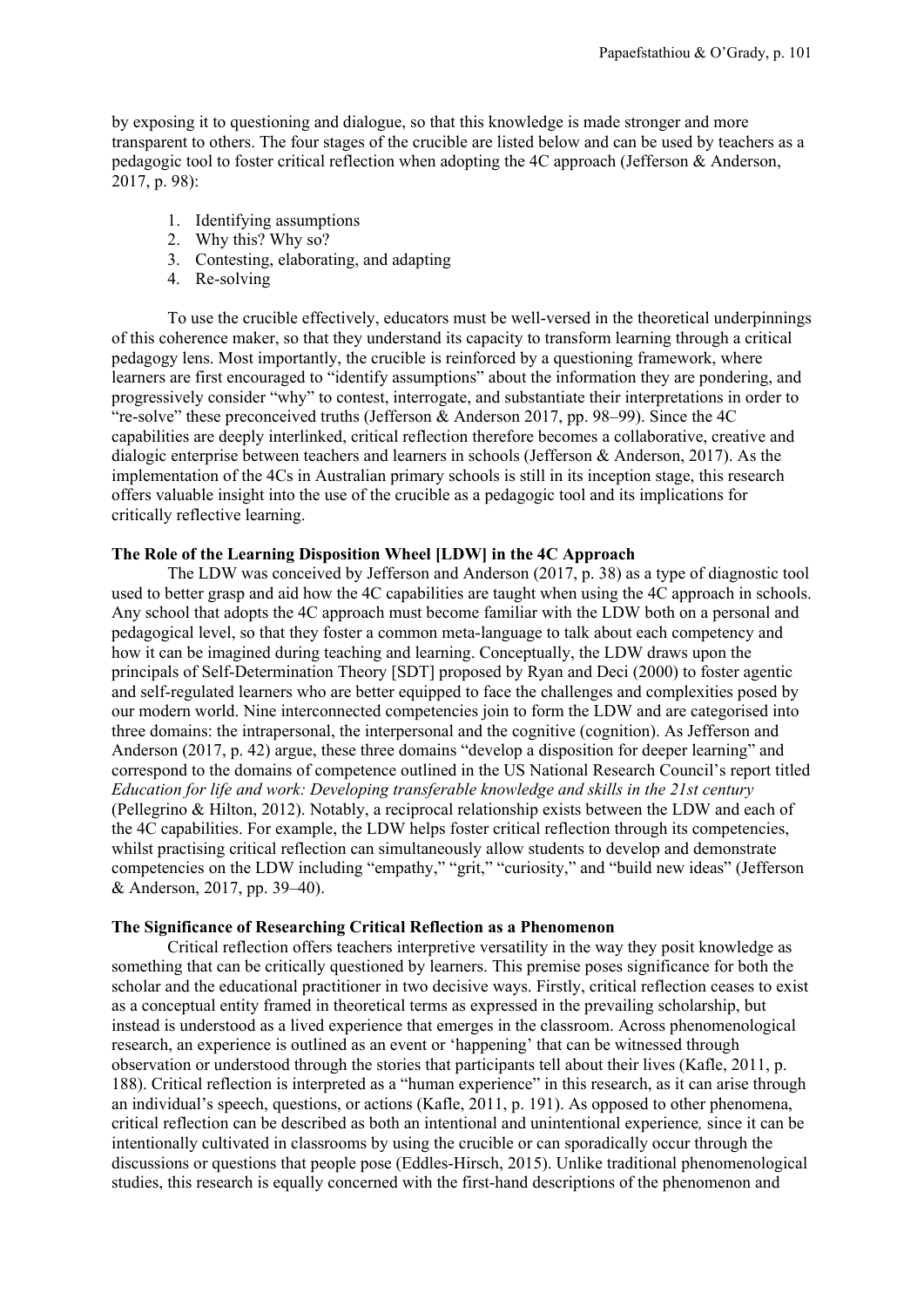by exposing it to questioning and dialogue, so that this knowledge is made stronger and more transparent to others. The four stages of the crucible are listed below and can be used by teachers as a pedagogic tool to foster critical reflection when adopting the 4C approach (Jefferson & Anderson, 2017, p. 98):

1. Identifying assumptions
2. Why this? Why so?
3. Contesting, elaborating, and adapting
4. Re-solving

To use the crucible effectively, educators must be well-versed in the theoretical underpinnings of this coherence maker, so that they understand its capacity to transform learning through a critical pedagogy lens. Most importantly, the crucible is reinforced by a questioning framework, where learners are first encouraged to "identify assumptions" about the information they are pondering, and progressively consider "why" to contest, interrogate, and substantiate their interpretations in order to "re-solve" these preconceived truths (Jefferson & Anderson 2017, pp. 98–99). Since the 4C capabilities are deeply interlinked, critical reflection therefore becomes a collaborative, creative and dialogic enterprise between teachers and learners in schools (Jefferson & Anderson, 2017). As the implementation of the 4Cs in Australian primary schools is still in its inception stage, this research offers valuable insight into the use of the crucible as a pedagogic tool and its implications for critically reflective learning.

**The Role of the Learning Disposition Wheel [LDW] in the 4C Approach**

The LDW was conceived by Jefferson and Anderson (2017, p. 38) as a type of diagnostic tool used to better grasp and aid how the 4C capabilities are taught when using the 4C approach in schools. Any school that adopts the 4C approach must become familiar with the LDW both on a personal and pedagogical level, so that they foster a common meta-language to talk about each competency and how it can be imagined during teaching and learning. Conceptually, the LDW draws upon the principals of Self-Determination Theory [SDT] proposed by Ryan and Deci (2000) to foster agentic and self-regulated learners who are better equipped to face the challenges and complexities posed by our modern world. Nine interconnected competencies join to form the LDW and are categorised into three domains: the intrapersonal, the interpersonal and the cognitive (cognition). As Jefferson and Anderson (2017, p. 42) argue, these three domains "develop a disposition for deeper learning" and correspond to the domains of competence outlined in the US National Research Council's report titled *Education for life and work: Developing transferable knowledge and skills in the 21st century* (Pellegrino & Hilton, 2012). Notably, a reciprocal relationship exists between the LDW and each of the 4C capabilities. For example, the LDW helps foster critical reflection through its competencies, whilst practising critical reflection can simultaneously allow students to develop and demonstrate competencies on the LDW including "empathy," "grit," "curiosity," and "build new ideas" (Jefferson & Anderson, 2017, pp. 39–40).

**The Significance of Researching Critical Reflection as a Phenomenon**

Critical reflection offers teachers interpretive versatility in the way they posit knowledge as something that can be critically questioned by learners. This premise poses significance for both the scholar and the educational practitioner in two decisive ways. Firstly, critical reflection ceases to exist as a conceptual entity framed in theoretical terms as expressed in the prevailing scholarship, but instead is understood as a lived experience that emerges in the classroom. Across phenomenological research, an experience is outlined as an event or 'happening' that can be witnessed through observation or understood through the stories that participants tell about their lives (Kafle, 2011, p. 188). Critical reflection is interpreted as a "human experience" in this research, as it can arise through an individual's speech, questions, or actions (Kafle, 2011, p. 191). As opposed to other phenomena, critical reflection can be described as both an intentional and unintentional experience*,* since it can be intentionally cultivated in classrooms by using the crucible or can sporadically occur through the discussions or questions that people pose (Eddles-Hirsch, 2015). Unlike traditional phenomenological studies, this research is equally concerned with the first-hand descriptions of the phenomenon and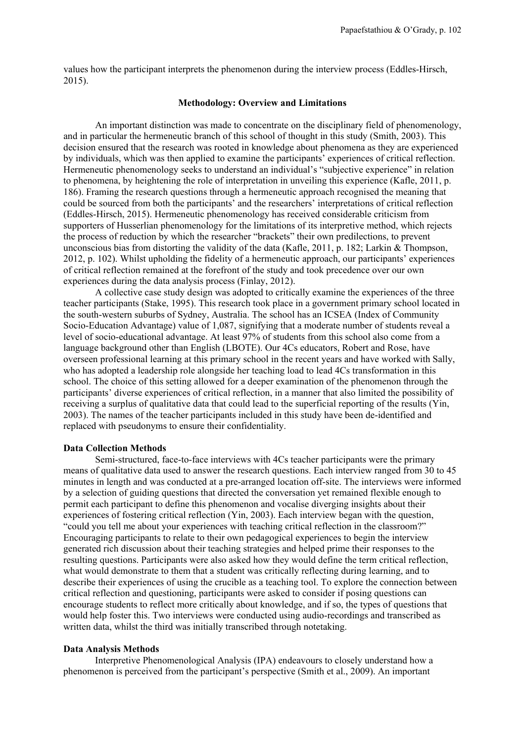values how the participant interprets the phenomenon during the interview process (Eddles-Hirsch, 2015).

## Methodology: Overview and Limitations

An important distinction was made to concentrate on the disciplinary field of phenomenology, and in particular the hermeneutic branch of this school of thought in this study (Smith, 2003). This decision ensured that the research was rooted in knowledge about phenomena as they are experienced by individuals, which was then applied to examine the participants' experiences of critical reflection. Hermeneutic phenomenology seeks to understand an individual's "subjective experience" in relation to phenomena, by heightening the role of interpretation in unveiling this experience (Kafle, 2011, p. 186). Framing the research questions through a hermeneutic approach recognised the meaning that could be sourced from both the participants' and the researchers' interpretations of critical reflection (Eddles-Hirsch, 2015). Hermeneutic phenomenology has received considerable criticism from supporters of Husserlian phenomenology for the limitations of its interpretive method, which rejects the process of reduction by which the researcher "brackets" their own predilections, to prevent unconscious bias from distorting the validity of the data (Kafle, 2011, p. 182; Larkin & Thompson, 2012, p. 102). Whilst upholding the fidelity of a hermeneutic approach, our participants' experiences of critical reflection remained at the forefront of the study and took precedence over our own experiences during the data analysis process (Finlay, 2012).

A collective case study design was adopted to critically examine the experiences of the three teacher participants (Stake, 1995). This research took place in a government primary school located in the south-western suburbs of Sydney, Australia. The school has an ICSEA (Index of Community Socio-Education Advantage) value of 1,087, signifying that a moderate number of students reveal a level of socio-educational advantage. At least 97% of students from this school also come from a language background other than English (LBOTE). Our 4Cs educators, Robert and Rose, have overseen professional learning at this primary school in the recent years and have worked with Sally, who has adopted a leadership role alongside her teaching load to lead 4Cs transformation in this school. The choice of this setting allowed for a deeper examination of the phenomenon through the participants' diverse experiences of critical reflection, in a manner that also limited the possibility of receiving a surplus of qualitative data that could lead to the superficial reporting of the results (Yin, 2003). The names of the teacher participants included in this study have been de-identified and replaced with pseudonyms to ensure their confidentiality.

### Data Collection Methods

Semi-structured, face-to-face interviews with 4Cs teacher participants were the primary means of qualitative data used to answer the research questions. Each interview ranged from 30 to 45 minutes in length and was conducted at a pre-arranged location off-site. The interviews were informed by a selection of guiding questions that directed the conversation yet remained flexible enough to permit each participant to define this phenomenon and vocalise diverging insights about their experiences of fostering critical reflection (Yin, 2003). Each interview began with the question, "could you tell me about your experiences with teaching critical reflection in the classroom?" Encouraging participants to relate to their own pedagogical experiences to begin the interview generated rich discussion about their teaching strategies and helped prime their responses to the resulting questions. Participants were also asked how they would define the term critical reflection, what would demonstrate to them that a student was critically reflecting during learning, and to describe their experiences of using the crucible as a teaching tool. To explore the connection between critical reflection and questioning, participants were asked to consider if posing questions can encourage students to reflect more critically about knowledge, and if so, the types of questions that would help foster this. Two interviews were conducted using audio-recordings and transcribed as written data, whilst the third was initially transcribed through notetaking.

### Data Analysis Methods

Interpretive Phenomenological Analysis (IPA) endeavours to closely understand how a phenomenon is perceived from the participant's perspective (Smith et al., 2009). An important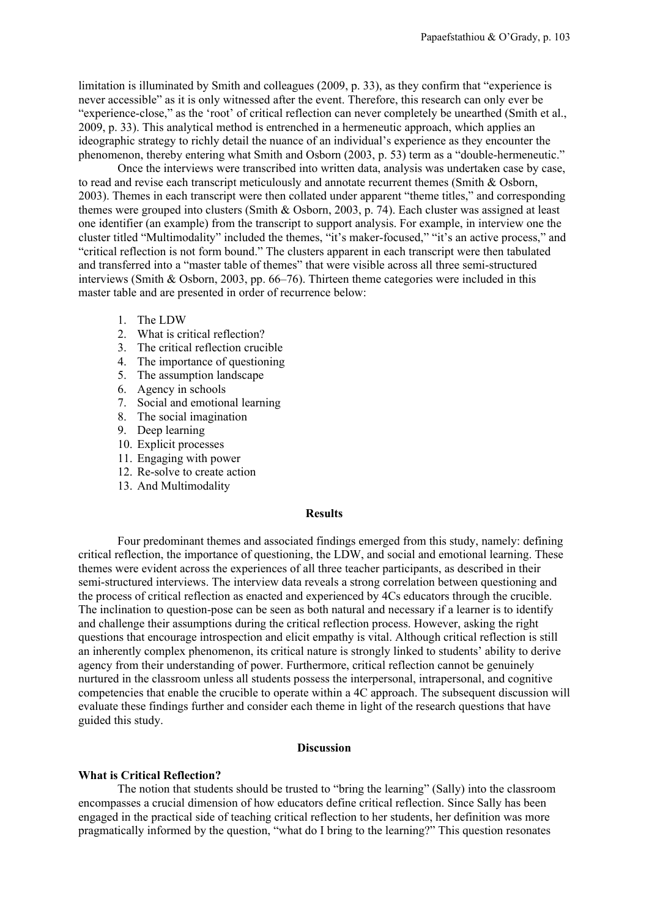limitation is illuminated by Smith and colleagues (2009, p. 33), as they confirm that "experience is never accessible" as it is only witnessed after the event. Therefore, this research can only ever be "experience-close," as the 'root' of critical reflection can never completely be unearthed (Smith et al., 2009, p. 33). This analytical method is entrenched in a hermeneutic approach, which applies an ideographic strategy to richly detail the nuance of an individual's experience as they encounter the phenomenon, thereby entering what Smith and Osborn (2003, p. 53) term as a "double-hermeneutic."

Once the interviews were transcribed into written data, analysis was undertaken case by case, to read and revise each transcript meticulously and annotate recurrent themes (Smith & Osborn, 2003). Themes in each transcript were then collated under apparent "theme titles," and corresponding themes were grouped into clusters (Smith & Osborn, 2003, p. 74). Each cluster was assigned at least one identifier (an example) from the transcript to support analysis. For example, in interview one the cluster titled "Multimodality" included the themes, "it's maker-focused," "it's an active process," and "critical reflection is not form bound." The clusters apparent in each transcript were then tabulated and transferred into a "master table of themes" that were visible across all three semi-structured interviews (Smith & Osborn, 2003, pp. 66–76). Thirteen theme categories were included in this master table and are presented in order of recurrence below:

1. The LDW
2. What is critical reflection?
3. The critical reflection crucible
4. The importance of questioning
5. The assumption landscape
6. Agency in schools
7. Social and emotional learning
8. The social imagination
9. Deep learning
10. Explicit processes
11. Engaging with power
12. Re-solve to create action
13. And Multimodality

## Results

Four predominant themes and associated findings emerged from this study, namely: defining critical reflection, the importance of questioning, the LDW, and social and emotional learning. These themes were evident across the experiences of all three teacher participants, as described in their semi-structured interviews. The interview data reveals a strong correlation between questioning and the process of critical reflection as enacted and experienced by 4Cs educators through the crucible. The inclination to question-pose can be seen as both natural and necessary if a learner is to identify and challenge their assumptions during the critical reflection process. However, asking the right questions that encourage introspection and elicit empathy is vital. Although critical reflection is still an inherently complex phenomenon, its critical nature is strongly linked to students' ability to derive agency from their understanding of power. Furthermore, critical reflection cannot be genuinely nurtured in the classroom unless all students possess the interpersonal, intrapersonal, and cognitive competencies that enable the crucible to operate within a 4C approach. The subsequent discussion will evaluate these findings further and consider each theme in light of the research questions that have guided this study.

## Discussion

### What is Critical Reflection?

The notion that students should be trusted to "bring the learning" (Sally) into the classroom encompasses a crucial dimension of how educators define critical reflection. Since Sally has been engaged in the practical side of teaching critical reflection to her students, her definition was more pragmatically informed by the question, "what do I bring to the learning?" This question resonates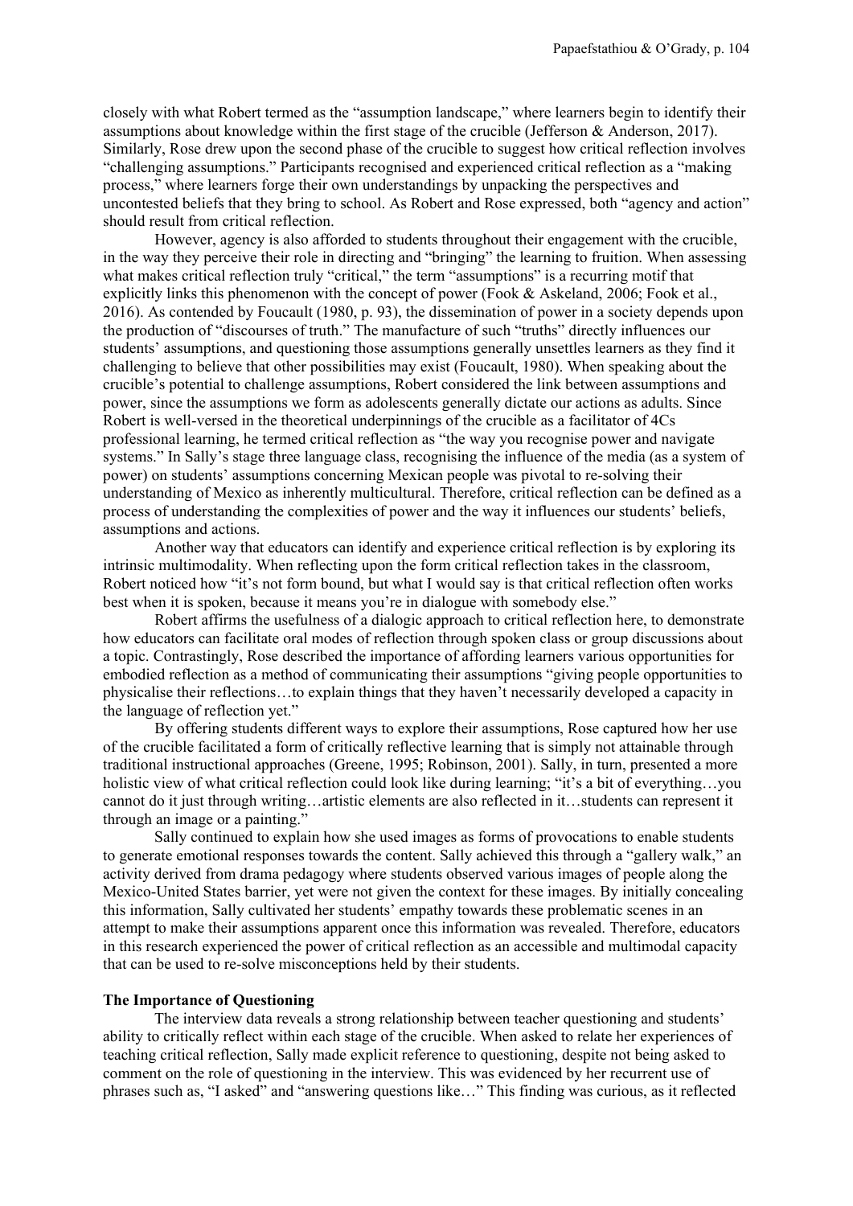closely with what Robert termed as the "assumption landscape," where learners begin to identify their assumptions about knowledge within the first stage of the crucible (Jefferson & Anderson, 2017). Similarly, Rose drew upon the second phase of the crucible to suggest how critical reflection involves "challenging assumptions." Participants recognised and experienced critical reflection as a "making process," where learners forge their own understandings by unpacking the perspectives and uncontested beliefs that they bring to school. As Robert and Rose expressed, both "agency and action" should result from critical reflection.

However, agency is also afforded to students throughout their engagement with the crucible, in the way they perceive their role in directing and "bringing" the learning to fruition. When assessing what makes critical reflection truly "critical," the term "assumptions" is a recurring motif that explicitly links this phenomenon with the concept of power (Fook & Askeland, 2006; Fook et al., 2016). As contended by Foucault (1980, p. 93), the dissemination of power in a society depends upon the production of "discourses of truth." The manufacture of such "truths" directly influences our students' assumptions, and questioning those assumptions generally unsettles learners as they find it challenging to believe that other possibilities may exist (Foucault, 1980). When speaking about the crucible's potential to challenge assumptions, Robert considered the link between assumptions and power, since the assumptions we form as adolescents generally dictate our actions as adults. Since Robert is well-versed in the theoretical underpinnings of the crucible as a facilitator of 4Cs professional learning, he termed critical reflection as "the way you recognise power and navigate systems." In Sally's stage three language class, recognising the influence of the media (as a system of power) on students' assumptions concerning Mexican people was pivotal to re-solving their understanding of Mexico as inherently multicultural. Therefore, critical reflection can be defined as a process of understanding the complexities of power and the way it influences our students' beliefs, assumptions and actions.

Another way that educators can identify and experience critical reflection is by exploring its intrinsic multimodality. When reflecting upon the form critical reflection takes in the classroom, Robert noticed how "it's not form bound, but what I would say is that critical reflection often works best when it is spoken, because it means you're in dialogue with somebody else."

Robert affirms the usefulness of a dialogic approach to critical reflection here, to demonstrate how educators can facilitate oral modes of reflection through spoken class or group discussions about a topic. Contrastingly, Rose described the importance of affording learners various opportunities for embodied reflection as a method of communicating their assumptions "giving people opportunities to physicalise their reflections…to explain things that they haven't necessarily developed a capacity in the language of reflection yet."

By offering students different ways to explore their assumptions, Rose captured how her use of the crucible facilitated a form of critically reflective learning that is simply not attainable through traditional instructional approaches (Greene, 1995; Robinson, 2001). Sally, in turn, presented a more holistic view of what critical reflection could look like during learning; "it's a bit of everything…you cannot do it just through writing…artistic elements are also reflected in it…students can represent it through an image or a painting."

Sally continued to explain how she used images as forms of provocations to enable students to generate emotional responses towards the content. Sally achieved this through a "gallery walk," an activity derived from drama pedagogy where students observed various images of people along the Mexico-United States barrier, yet were not given the context for these images. By initially concealing this information, Sally cultivated her students' empathy towards these problematic scenes in an attempt to make their assumptions apparent once this information was revealed. Therefore, educators in this research experienced the power of critical reflection as an accessible and multimodal capacity that can be used to re-solve misconceptions held by their students.

**The Importance of Questioning**

The interview data reveals a strong relationship between teacher questioning and students' ability to critically reflect within each stage of the crucible. When asked to relate her experiences of teaching critical reflection, Sally made explicit reference to questioning, despite not being asked to comment on the role of questioning in the interview. This was evidenced by her recurrent use of phrases such as, "I asked" and "answering questions like…" This finding was curious, as it reflected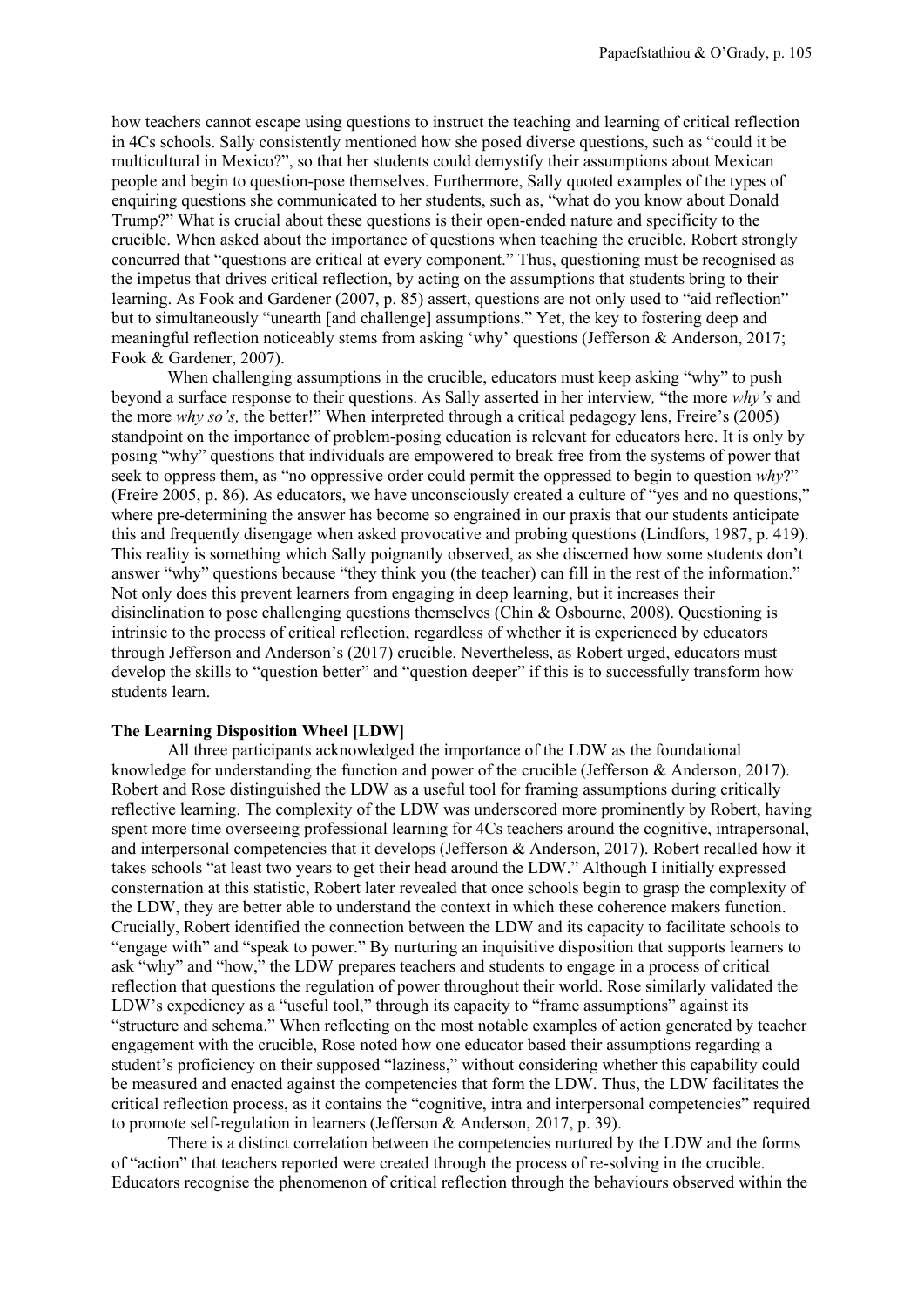how teachers cannot escape using questions to instruct the teaching and learning of critical reflection in 4Cs schools. Sally consistently mentioned how she posed diverse questions, such as "could it be multicultural in Mexico?", so that her students could demystify their assumptions about Mexican people and begin to question-pose themselves. Furthermore, Sally quoted examples of the types of enquiring questions she communicated to her students, such as, "what do you know about Donald Trump?" What is crucial about these questions is their open-ended nature and specificity to the crucible. When asked about the importance of questions when teaching the crucible, Robert strongly concurred that "questions are critical at every component." Thus, questioning must be recognised as the impetus that drives critical reflection, by acting on the assumptions that students bring to their learning. As Fook and Gardener (2007, p. 85) assert, questions are not only used to "aid reflection" but to simultaneously "unearth [and challenge] assumptions." Yet, the key to fostering deep and meaningful reflection noticeably stems from asking 'why' questions (Jefferson & Anderson, 2017; Fook & Gardener, 2007).

When challenging assumptions in the crucible, educators must keep asking "why" to push beyond a surface response to their questions. As Sally asserted in her interview*,* "the more *why's* and the more *why so's,* the better!" When interpreted through a critical pedagogy lens, Freire's (2005) standpoint on the importance of problem-posing education is relevant for educators here. It is only by posing "why" questions that individuals are empowered to break free from the systems of power that seek to oppress them, as "no oppressive order could permit the oppressed to begin to question *why*?" (Freire 2005, p. 86). As educators, we have unconsciously created a culture of "yes and no questions," where pre-determining the answer has become so engrained in our praxis that our students anticipate this and frequently disengage when asked provocative and probing questions (Lindfors, 1987, p. 419). This reality is something which Sally poignantly observed, as she discerned how some students don't answer "why" questions because "they think you (the teacher) can fill in the rest of the information." Not only does this prevent learners from engaging in deep learning, but it increases their disinclination to pose challenging questions themselves (Chin & Osbourne, 2008). Questioning is intrinsic to the process of critical reflection, regardless of whether it is experienced by educators through Jefferson and Anderson's (2017) crucible. Nevertheless, as Robert urged, educators must develop the skills to "question better" and "question deeper" if this is to successfully transform how students learn.

**The Learning Disposition Wheel [LDW]**

All three participants acknowledged the importance of the LDW as the foundational knowledge for understanding the function and power of the crucible (Jefferson & Anderson, 2017). Robert and Rose distinguished the LDW as a useful tool for framing assumptions during critically reflective learning. The complexity of the LDW was underscored more prominently by Robert, having spent more time overseeing professional learning for 4Cs teachers around the cognitive, intrapersonal, and interpersonal competencies that it develops (Jefferson & Anderson, 2017). Robert recalled how it takes schools "at least two years to get their head around the LDW." Although I initially expressed consternation at this statistic, Robert later revealed that once schools begin to grasp the complexity of the LDW, they are better able to understand the context in which these coherence makers function. Crucially, Robert identified the connection between the LDW and its capacity to facilitate schools to "engage with" and "speak to power." By nurturing an inquisitive disposition that supports learners to ask "why" and "how," the LDW prepares teachers and students to engage in a process of critical reflection that questions the regulation of power throughout their world. Rose similarly validated the LDW's expediency as a "useful tool," through its capacity to "frame assumptions" against its "structure and schema." When reflecting on the most notable examples of action generated by teacher engagement with the crucible, Rose noted how one educator based their assumptions regarding a student's proficiency on their supposed "laziness," without considering whether this capability could be measured and enacted against the competencies that form the LDW. Thus, the LDW facilitates the critical reflection process, as it contains the "cognitive, intra and interpersonal competencies" required to promote self-regulation in learners (Jefferson & Anderson, 2017, p. 39).

There is a distinct correlation between the competencies nurtured by the LDW and the forms of "action" that teachers reported were created through the process of re-solving in the crucible. Educators recognise the phenomenon of critical reflection through the behaviours observed within the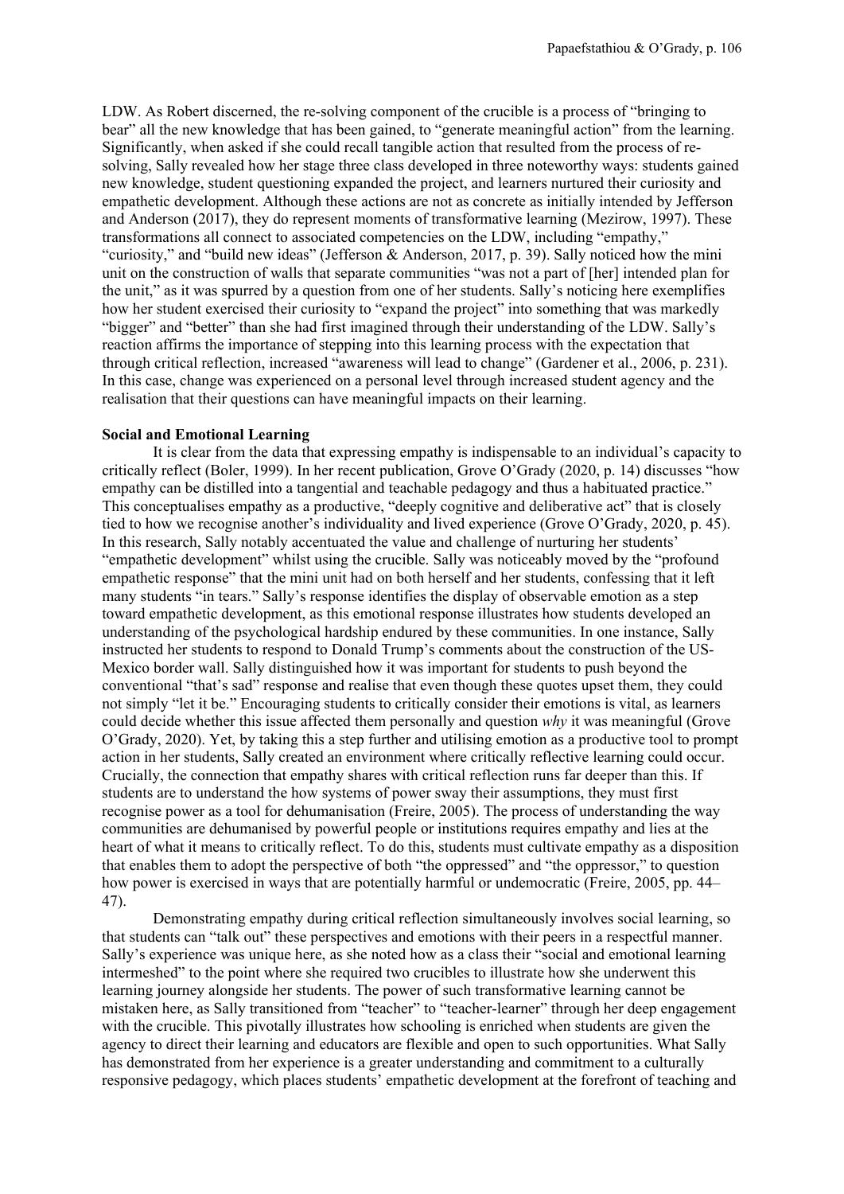LDW. As Robert discerned, the re-solving component of the crucible is a process of "bringing to bear" all the new knowledge that has been gained, to "generate meaningful action" from the learning. Significantly, when asked if she could recall tangible action that resulted from the process of re-solving, Sally revealed how her stage three class developed in three noteworthy ways: students gained new knowledge, student questioning expanded the project, and learners nurtured their curiosity and empathetic development. Although these actions are not as concrete as initially intended by Jefferson and Anderson (2017), they do represent moments of transformative learning (Mezirow, 1997). These transformations all connect to associated competencies on the LDW, including "empathy," "curiosity," and "build new ideas" (Jefferson & Anderson, 2017, p. 39). Sally noticed how the mini unit on the construction of walls that separate communities "was not a part of [her] intended plan for the unit," as it was spurred by a question from one of her students. Sally's noticing here exemplifies how her student exercised their curiosity to "expand the project" into something that was markedly "bigger" and "better" than she had first imagined through their understanding of the LDW. Sally's reaction affirms the importance of stepping into this learning process with the expectation that through critical reflection, increased "awareness will lead to change" (Gardener et al., 2006, p. 231). In this case, change was experienced on a personal level through increased student agency and the realisation that their questions can have meaningful impacts on their learning.

**Social and Emotional Learning**

It is clear from the data that expressing empathy is indispensable to an individual's capacity to critically reflect (Boler, 1999). In her recent publication, Grove O'Grady (2020, p. 14) discusses "how empathy can be distilled into a tangential and teachable pedagogy and thus a habituated practice." This conceptualises empathy as a productive, "deeply cognitive and deliberative act" that is closely tied to how we recognise another's individuality and lived experience (Grove O'Grady, 2020, p. 45). In this research, Sally notably accentuated the value and challenge of nurturing her students' "empathetic development" whilst using the crucible. Sally was noticeably moved by the "profound empathetic response" that the mini unit had on both herself and her students, confessing that it left many students "in tears." Sally's response identifies the display of observable emotion as a step toward empathetic development, as this emotional response illustrates how students developed an understanding of the psychological hardship endured by these communities. In one instance, Sally instructed her students to respond to Donald Trump's comments about the construction of the US-Mexico border wall. Sally distinguished how it was important for students to push beyond the conventional "that's sad" response and realise that even though these quotes upset them, they could not simply "let it be." Encouraging students to critically consider their emotions is vital, as learners could decide whether this issue affected them personally and question *why* it was meaningful (Grove O'Grady, 2020). Yet, by taking this a step further and utilising emotion as a productive tool to prompt action in her students, Sally created an environment where critically reflective learning could occur. Crucially, the connection that empathy shares with critical reflection runs far deeper than this. If students are to understand the how systems of power sway their assumptions, they must first recognise power as a tool for dehumanisation (Freire, 2005). The process of understanding the way communities are dehumanised by powerful people or institutions requires empathy and lies at the heart of what it means to critically reflect. To do this, students must cultivate empathy as a disposition that enables them to adopt the perspective of both "the oppressed" and "the oppressor," to question how power is exercised in ways that are potentially harmful or undemocratic (Freire, 2005, pp. 44–47).

Demonstrating empathy during critical reflection simultaneously involves social learning, so that students can "talk out" these perspectives and emotions with their peers in a respectful manner. Sally's experience was unique here, as she noted how as a class their "social and emotional learning intermeshed" to the point where she required two crucibles to illustrate how she underwent this learning journey alongside her students. The power of such transformative learning cannot be mistaken here, as Sally transitioned from "teacher" to "teacher-learner" through her deep engagement with the crucible. This pivotally illustrates how schooling is enriched when students are given the agency to direct their learning and educators are flexible and open to such opportunities. What Sally has demonstrated from her experience is a greater understanding and commitment to a culturally responsive pedagogy, which places students' empathetic development at the forefront of teaching and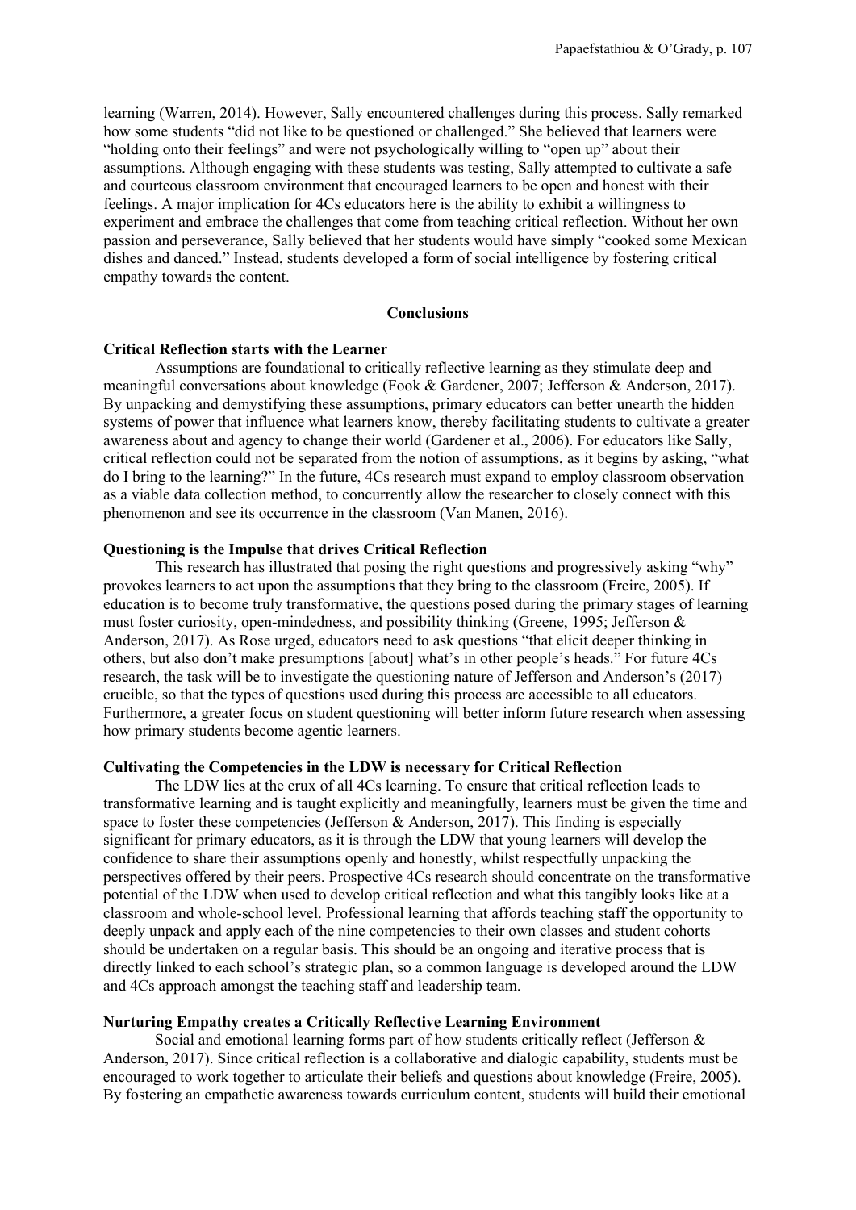learning (Warren, 2014). However, Sally encountered challenges during this process. Sally remarked how some students "did not like to be questioned or challenged." She believed that learners were "holding onto their feelings" and were not psychologically willing to "open up" about their assumptions. Although engaging with these students was testing, Sally attempted to cultivate a safe and courteous classroom environment that encouraged learners to be open and honest with their feelings. A major implication for 4Cs educators here is the ability to exhibit a willingness to experiment and embrace the challenges that come from teaching critical reflection. Without her own passion and perseverance, Sally believed that her students would have simply "cooked some Mexican dishes and danced." Instead, students developed a form of social intelligence by fostering critical empathy towards the content.

## Conclusions

### Critical Reflection starts with the Learner

Assumptions are foundational to critically reflective learning as they stimulate deep and meaningful conversations about knowledge (Fook & Gardener, 2007; Jefferson & Anderson, 2017). By unpacking and demystifying these assumptions, primary educators can better unearth the hidden systems of power that influence what learners know, thereby facilitating students to cultivate a greater awareness about and agency to change their world (Gardener et al., 2006). For educators like Sally, critical reflection could not be separated from the notion of assumptions, as it begins by asking, "what do I bring to the learning?" In the future, 4Cs research must expand to employ classroom observation as a viable data collection method, to concurrently allow the researcher to closely connect with this phenomenon and see its occurrence in the classroom (Van Manen, 2016).

### Questioning is the Impulse that drives Critical Reflection

This research has illustrated that posing the right questions and progressively asking "why" provokes learners to act upon the assumptions that they bring to the classroom (Freire, 2005). If education is to become truly transformative, the questions posed during the primary stages of learning must foster curiosity, open-mindedness, and possibility thinking (Greene, 1995; Jefferson & Anderson, 2017). As Rose urged, educators need to ask questions "that elicit deeper thinking in others, but also don't make presumptions [about] what's in other people's heads." For future 4Cs research, the task will be to investigate the questioning nature of Jefferson and Anderson's (2017) crucible, so that the types of questions used during this process are accessible to all educators. Furthermore, a greater focus on student questioning will better inform future research when assessing how primary students become agentic learners.

### Cultivating the Competencies in the LDW is necessary for Critical Reflection

The LDW lies at the crux of all 4Cs learning. To ensure that critical reflection leads to transformative learning and is taught explicitly and meaningfully, learners must be given the time and space to foster these competencies (Jefferson & Anderson, 2017). This finding is especially significant for primary educators, as it is through the LDW that young learners will develop the confidence to share their assumptions openly and honestly, whilst respectfully unpacking the perspectives offered by their peers. Prospective 4Cs research should concentrate on the transformative potential of the LDW when used to develop critical reflection and what this tangibly looks like at a classroom and whole-school level. Professional learning that affords teaching staff the opportunity to deeply unpack and apply each of the nine competencies to their own classes and student cohorts should be undertaken on a regular basis. This should be an ongoing and iterative process that is directly linked to each school's strategic plan, so a common language is developed around the LDW and 4Cs approach amongst the teaching staff and leadership team.

### Nurturing Empathy creates a Critically Reflective Learning Environment

Social and emotional learning forms part of how students critically reflect (Jefferson & Anderson, 2017). Since critical reflection is a collaborative and dialogic capability, students must be encouraged to work together to articulate their beliefs and questions about knowledge (Freire, 2005). By fostering an empathetic awareness towards curriculum content, students will build their emotional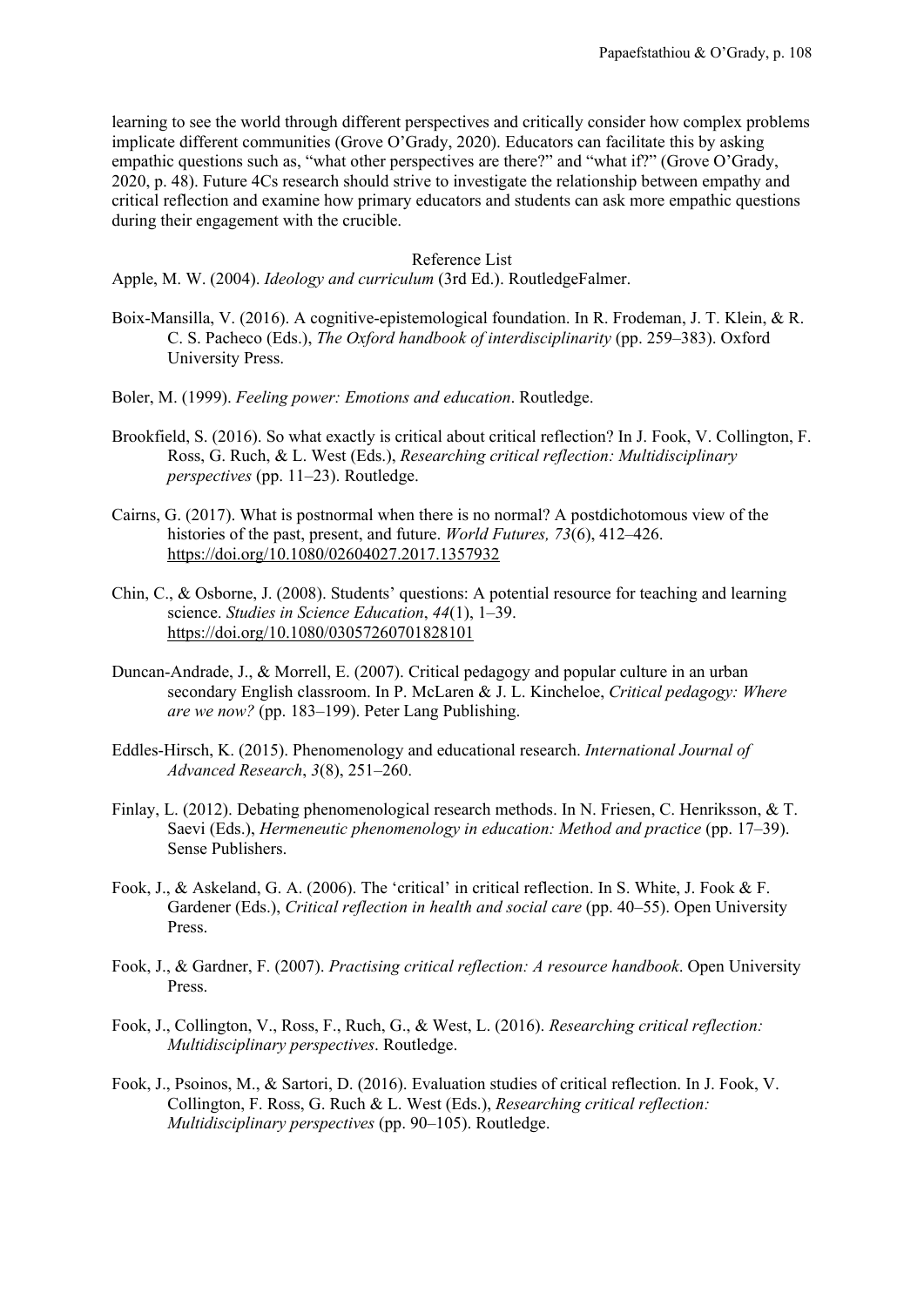learning to see the world through different perspectives and critically consider how complex problems implicate different communities (Grove O'Grady, 2020). Educators can facilitate this by asking empathic questions such as, "what other perspectives are there?" and "what if?" (Grove O'Grady, 2020, p. 48). Future 4Cs research should strive to investigate the relationship between empathy and critical reflection and examine how primary educators and students can ask more empathic questions during their engagement with the crucible.

## Reference List

Apple, M. W. (2004). *Ideology and curriculum* (3rd Ed.). RoutledgeFalmer.

Boix-Mansilla, V. (2016). A cognitive-epistemological foundation. In R. Frodeman, J. T. Klein, & R. C. S. Pacheco (Eds.), *The Oxford handbook of interdisciplinarity* (pp. 259–383). Oxford University Press.

Boler, M. (1999). *Feeling power: Emotions and education*. Routledge.

Brookfield, S. (2016). So what exactly is critical about critical reflection? In J. Fook, V. Collington, F. Ross, G. Ruch, & L. West (Eds.), *Researching critical reflection: Multidisciplinary perspectives* (pp. 11–23). Routledge.

Cairns, G. (2017). What is postnormal when there is no normal? A postdichotomous view of the histories of the past, present, and future. *World Futures, 73*(6), 412–426. https://doi.org/10.1080/02604027.2017.1357932

Chin, C., & Osborne, J. (2008). Students' questions: A potential resource for teaching and learning science. *Studies in Science Education*, *44*(1), 1–39. https://doi.org/10.1080/03057260701828101

Duncan-Andrade, J., & Morrell, E. (2007). Critical pedagogy and popular culture in an urban secondary English classroom. In P. McLaren & J. L. Kincheloe, *Critical pedagogy: Where are we now?* (pp. 183–199). Peter Lang Publishing.

Eddles-Hirsch, K. (2015). Phenomenology and educational research. *International Journal of Advanced Research*, *3*(8), 251–260.

Finlay, L. (2012). Debating phenomenological research methods. In N. Friesen, C. Henriksson, & T. Saevi (Eds.), *Hermeneutic phenomenology in education: Method and practice* (pp. 17–39). Sense Publishers.

Fook, J., & Askeland, G. A. (2006). The 'critical' in critical reflection. In S. White, J. Fook & F. Gardener (Eds.), *Critical reflection in health and social care* (pp. 40–55). Open University Press.

Fook, J., & Gardner, F. (2007). *Practising critical reflection: A resource handbook*. Open University Press.

Fook, J., Collington, V., Ross, F., Ruch, G., & West, L. (2016). *Researching critical reflection: Multidisciplinary perspectives*. Routledge.

Fook, J., Psoinos, M., & Sartori, D. (2016). Evaluation studies of critical reflection. In J. Fook, V. Collington, F. Ross, G. Ruch & L. West (Eds.), *Researching critical reflection: Multidisciplinary perspectives* (pp. 90–105). Routledge.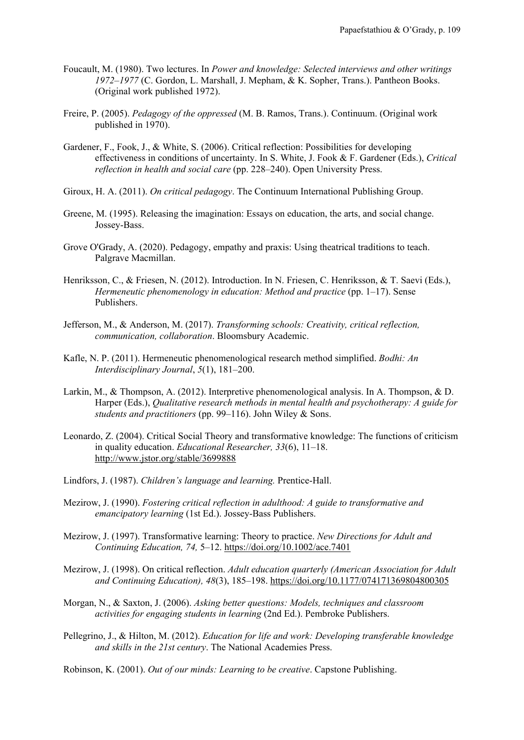Foucault, M. (1980). Two lectures. In *Power and knowledge: Selected interviews and other writings 1972–1977* (C. Gordon, L. Marshall, J. Mepham, & K. Sopher, Trans.). Pantheon Books. (Original work published 1972).

Freire, P. (2005). *Pedagogy of the oppressed* (M. B. Ramos, Trans.). Continuum. (Original work published in 1970).

Gardener, F., Fook, J., & White, S. (2006). Critical reflection: Possibilities for developing effectiveness in conditions of uncertainty. In S. White, J. Fook & F. Gardener (Eds.), *Critical reflection in health and social care* (pp. 228–240). Open University Press.

Giroux, H. A. (2011). *On critical pedagogy*. The Continuum International Publishing Group.

Greene, M. (1995). Releasing the imagination: Essays on education, the arts, and social change. Jossey-Bass.

Grove O'Grady, A. (2020). Pedagogy, empathy and praxis: Using theatrical traditions to teach. Palgrave Macmillan.

Henriksson, C., & Friesen, N. (2012). Introduction. In N. Friesen, C. Henriksson, & T. Saevi (Eds.), *Hermeneutic phenomenology in education: Method and practice* (pp. 1–17). Sense Publishers.

Jefferson, M., & Anderson, M. (2017). *Transforming schools: Creativity, critical reflection, communication, collaboration*. Bloomsbury Academic.

Kafle, N. P. (2011). Hermeneutic phenomenological research method simplified. *Bodhi: An Interdisciplinary Journal*, *5*(1), 181–200.

Larkin, M., & Thompson, A. (2012). Interpretive phenomenological analysis. In A. Thompson, & D. Harper (Eds.), *Qualitative research methods in mental health and psychotherapy: A guide for students and practitioners* (pp. 99–116). John Wiley & Sons.

Leonardo, Z. (2004). Critical Social Theory and transformative knowledge: The functions of criticism in quality education. *Educational Researcher, 33*(6), 11–18. http://www.jstor.org/stable/3699888

Lindfors, J. (1987). *Children's language and learning.* Prentice-Hall.

Mezirow, J. (1990). *Fostering critical reflection in adulthood: A guide to transformative and emancipatory learning* (1st Ed.). Jossey-Bass Publishers.

Mezirow, J. (1997). Transformative learning: Theory to practice. *New Directions for Adult and Continuing Education, 74,* 5–12. https://doi.org/10.1002/ace.7401

Mezirow, J. (1998). On critical reflection. *Adult education quarterly (American Association for Adult and Continuing Education), 48*(3), 185–198. https://doi.org/10.1177/074171369804800305

Morgan, N., & Saxton, J. (2006). *Asking better questions: Models, techniques and classroom activities for engaging students in learning* (2nd Ed.). Pembroke Publishers.

Pellegrino, J., & Hilton, M. (2012). *Education for life and work: Developing transferable knowledge and skills in the 21st century*. The National Academies Press.

Robinson, K. (2001). *Out of our minds: Learning to be creative*. Capstone Publishing.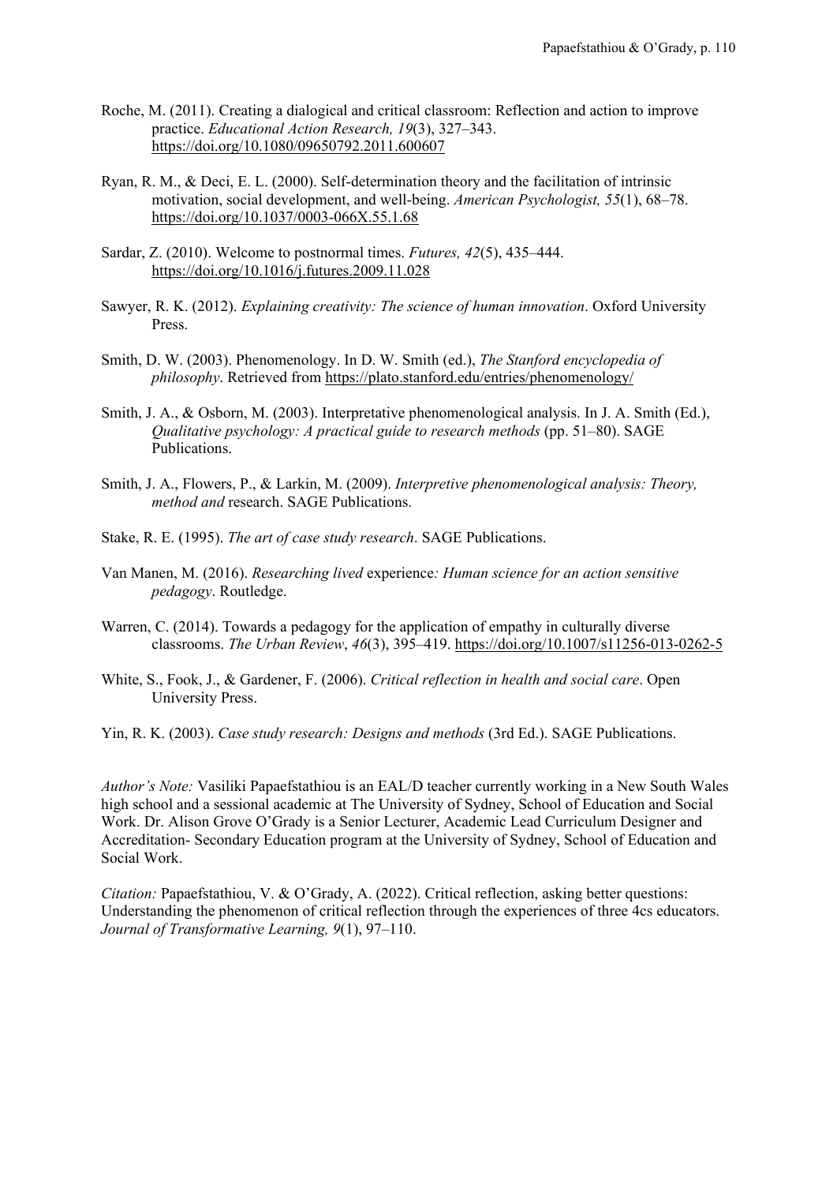Roche, M. (2011). Creating a dialogical and critical classroom: Reflection and action to improve practice. *Educational Action Research, 19*(3), 327–343. https://doi.org/10.1080/09650792.2011.600607

Ryan, R. M., & Deci, E. L. (2000). Self-determination theory and the facilitation of intrinsic motivation, social development, and well-being. *American Psychologist, 55*(1), 68–78. https://doi.org/10.1037/0003-066X.55.1.68

Sardar, Z. (2010). Welcome to postnormal times. *Futures, 42*(5), 435–444. https://doi.org/10.1016/j.futures.2009.11.028

Sawyer, R. K. (2012). *Explaining creativity: The science of human innovation*. Oxford University Press.

Smith, D. W. (2003). Phenomenology. In D. W. Smith (ed.), *The Stanford encyclopedia of philosophy*. Retrieved from https://plato.stanford.edu/entries/phenomenology/

Smith, J. A., & Osborn, M. (2003). Interpretative phenomenological analysis. In J. A. Smith (Ed.), *Qualitative psychology: A practical guide to research methods* (pp. 51–80). SAGE Publications.

Smith, J. A., Flowers, P., & Larkin, M. (2009). *Interpretive phenomenological analysis: Theory, method and* research. SAGE Publications.

Stake, R. E. (1995). *The art of case study research*. SAGE Publications.

Van Manen, M. (2016). *Researching lived* experience*: Human science for an action sensitive pedagogy*. Routledge.

Warren, C. (2014). Towards a pedagogy for the application of empathy in culturally diverse classrooms. *The Urban Review*, *46*(3), 395–419. https://doi.org/10.1007/s11256-013-0262-5

White, S., Fook, J., & Gardener, F. (2006). *Critical reflection in health and social care*. Open University Press.

Yin, R. K. (2003). *Case study research: Designs and methods* (3rd Ed.). SAGE Publications.

*Author's Note:* Vasiliki Papaefstathiou is an EAL/D teacher currently working in a New South Wales high school and a sessional academic at The University of Sydney, School of Education and Social Work. Dr. Alison Grove O'Grady is a Senior Lecturer, Academic Lead Curriculum Designer and Accreditation- Secondary Education program at the University of Sydney, School of Education and Social Work.

*Citation:* Papaefstathiou, V. & O'Grady, A. (2022). Critical reflection, asking better questions: Understanding the phenomenon of critical reflection through the experiences of three 4cs educators. *Journal of Transformative Learning, 9*(1), 97–110.